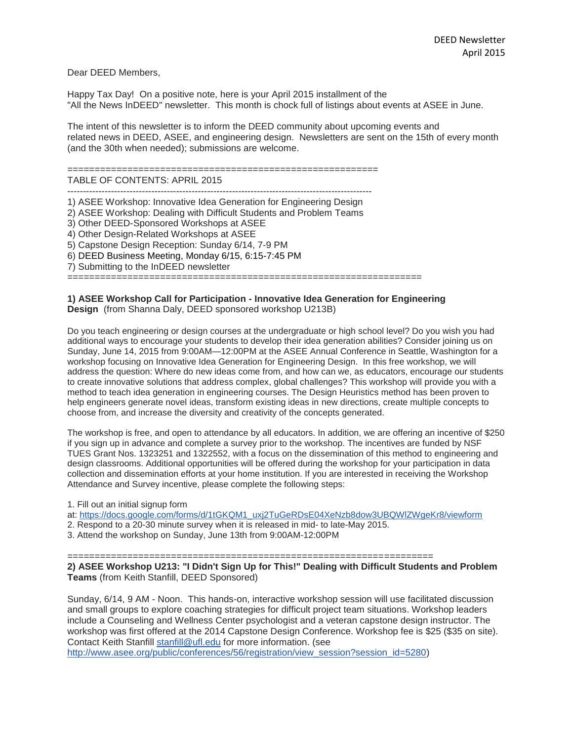DEED Newsletter
April 2015

Dear DEED Members,

Happy Tax Day! On a positive note, here is your April 2015 installment of the "All the News InDEED" newsletter. This month is chock full of listings about events at ASEE in June.

The intent of this newsletter is to inform the DEED community about upcoming events and related news in DEED, ASEE, and engineering design. Newsletters are sent on the 15th of every month (and the 30th when needed); submissions are welcome.

========================================================

TABLE OF CONTENTS: APRIL 2015

----------------------------------------------------------------------------------------------

1) ASEE Workshop: Innovative Idea Generation for Engineering Design
2) ASEE Workshop: Dealing with Difficult Students and Problem Teams
3) Other DEED-Sponsored Workshops at ASEE
4) Other Design-Related Workshops at ASEE
5) Capstone Design Reception: Sunday 6/14, 7-9 PM
6) DEED Business Meeting, Monday 6/15, 6:15-7:45 PM
7) Submitting to the InDEED newsletter

================================================================

**1) ASEE Workshop Call for Participation - Innovative Idea Generation for Engineering Design** (from Shanna Daly, DEED sponsored workshop U213B)

Do you teach engineering or design courses at the undergraduate or high school level? Do you wish you had additional ways to encourage your students to develop their idea generation abilities? Consider joining us on Sunday, June 14, 2015 from 9:00AM—12:00PM at the ASEE Annual Conference in Seattle, Washington for a workshop focusing on Innovative Idea Generation for Engineering Design. In this free workshop, we will address the question: Where do new ideas come from, and how can we, as educators, encourage our students to create innovative solutions that address complex, global challenges? This workshop will provide you with a method to teach idea generation in engineering courses. The Design Heuristics method has been proven to help engineers generate novel ideas, transform existing ideas in new directions, create multiple concepts to choose from, and increase the diversity and creativity of the concepts generated.

The workshop is free, and open to attendance by all educators. In addition, we are offering an incentive of $250 if you sign up in advance and complete a survey prior to the workshop. The incentives are funded by NSF TUES Grant Nos. 1323251 and 1322552, with a focus on the dissemination of this method to engineering and design classrooms. Additional opportunities will be offered during the workshop for your participation in data collection and dissemination efforts at your home institution. If you are interested in receiving the Workshop Attendance and Survey incentive, please complete the following steps:

1. Fill out an initial signup form at: https://docs.google.com/forms/d/1tGKQM1_uxj2TuGeRDsE04XeNzb8dow3UBQWlZWgeKr8/viewform
2. Respond to a 20-30 minute survey when it is released in mid- to late-May 2015.
3. Attend the workshop on Sunday, June 13th from 9:00AM-12:00PM

==================================================================

**2) ASEE Workshop U213: "I Didn't Sign Up for This!" Dealing with Difficult Students and Problem Teams** (from Keith Stanfill, DEED Sponsored)

Sunday, 6/14, 9 AM - Noon. This hands-on, interactive workshop session will use facilitated discussion and small groups to explore coaching strategies for difficult project team situations. Workshop leaders include a Counseling and Wellness Center psychologist and a veteran capstone design instructor. The workshop was first offered at the 2014 Capstone Design Conference. Workshop fee is $25 ($35 on site). Contact Keith Stanfill stanfill@ufl.edu for more information. (see http://www.asee.org/public/conferences/56/registration/view_session?session_id=5280)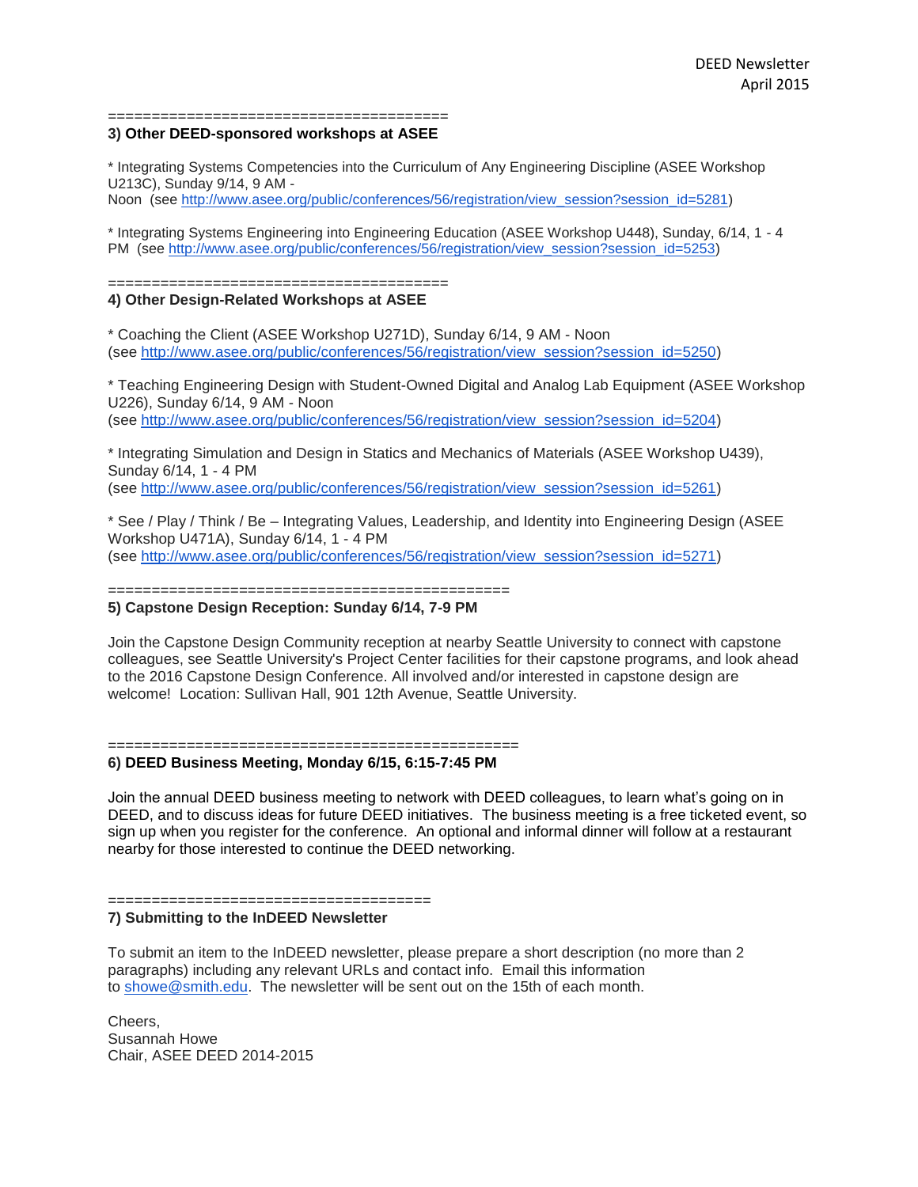======================================

### 3) Other DEED-sponsored workshops at ASEE

* Integrating Systems Competencies into the Curriculum of Any Engineering Discipline (ASEE Workshop U213C), Sunday 9/14, 9 AM - Noon (see http://www.asee.org/public/conferences/56/registration/view_session?session_id=5281)

* Integrating Systems Engineering into Engineering Education (ASEE Workshop U448), Sunday, 6/14, 1 - 4 PM (see http://www.asee.org/public/conferences/56/registration/view_session?session_id=5253)

======================================

### 4) Other Design-Related Workshops at ASEE

* Coaching the Client (ASEE Workshop U271D), Sunday 6/14, 9 AM - Noon (see http://www.asee.org/public/conferences/56/registration/view_session?session_id=5250)

* Teaching Engineering Design with Student-Owned Digital and Analog Lab Equipment (ASEE Workshop U226), Sunday 6/14, 9 AM - Noon (see http://www.asee.org/public/conferences/56/registration/view_session?session_id=5204)

* Integrating Simulation and Design in Statics and Mechanics of Materials (ASEE Workshop U439), Sunday 6/14, 1 - 4 PM (see http://www.asee.org/public/conferences/56/registration/view_session?session_id=5261)

* See / Play / Think / Be – Integrating Values, Leadership, and Identity into Engineering Design (ASEE Workshop U471A), Sunday 6/14, 1 - 4 PM (see http://www.asee.org/public/conferences/56/registration/view_session?session_id=5271)

============================================

### 5) Capstone Design Reception: Sunday 6/14, 7-9 PM

Join the Capstone Design Community reception at nearby Seattle University to connect with capstone colleagues, see Seattle University's Project Center facilities for their capstone programs, and look ahead to the 2016 Capstone Design Conference. All involved and/or interested in capstone design are welcome! Location: Sullivan Hall, 901 12th Avenue, Seattle University.

=============================================

### 6) DEED Business Meeting, Monday 6/15, 6:15-7:45 PM

Join the annual DEED business meeting to network with DEED colleagues, to learn what's going on in DEED, and to discuss ideas for future DEED initiatives. The business meeting is a free ticketed event, so sign up when you register for the conference. An optional and informal dinner will follow at a restaurant nearby for those interested to continue the DEED networking.

====================================

### 7) Submitting to the InDEED Newsletter

To submit an item to the InDEED newsletter, please prepare a short description (no more than 2 paragraphs) including any relevant URLs and contact info. Email this information to showe@smith.edu. The newsletter will be sent out on the 15th of each month.

Cheers,
Susannah Howe
Chair, ASEE DEED 2014-2015